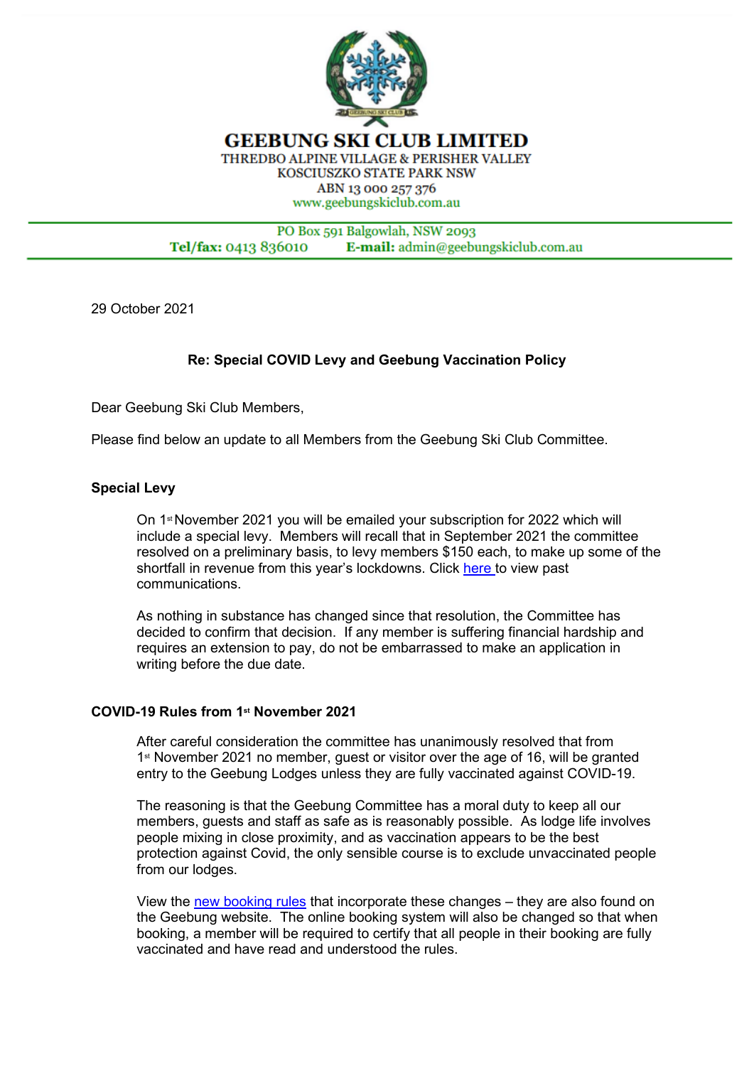# GEEBUNG SKI CLUB LIMITED

THREDBO ALPINE VILLAGE & PERISHER VALLEY
KOSCIUSZKO STATE PARK NSW
ABN 13 000 257 376
www.geebungskiclub.com.au

PO Box 591 Balgowlah, NSW 2093
**Tel/fax:** 0413 836010 **E-mail:** admin@geebungskiclub.com.au

29 October 2021

**Re: Special COVID Levy and Geebung Vaccination Policy**

Dear Geebung Ski Club Members,

Please find below an update to all Members from the Geebung Ski Club Committee.

**Special Levy**

On 1st November 2021 you will be emailed your subscription for 2022 which will include a special levy. Members will recall that in September 2021 the committee resolved on a preliminary basis, to levy members $150 each, to make up some of the shortfall in revenue from this year's lockdowns. Click [here](#) to view past communications.

As nothing in substance has changed since that resolution, the Committee has decided to confirm that decision. If any member is suffering financial hardship and requires an extension to pay, do not be embarrassed to make an application in writing before the due date.

**COVID-19 Rules from 1st November 2021**

After careful consideration the committee has unanimously resolved that from 1st November 2021 no member, guest or visitor over the age of 16, will be granted entry to the Geebung Lodges unless they are fully vaccinated against COVID-19.

The reasoning is that the Geebung Committee has a moral duty to keep all our members, guests and staff as safe as is reasonably possible. As lodge life involves people mixing in close proximity, and as vaccination appears to be the best protection against Covid, the only sensible course is to exclude unvaccinated people from our lodges.

View the [new booking rules](#) that incorporate these changes – they are also found on the Geebung website. The online booking system will also be changed so that when booking, a member will be required to certify that all people in their booking are fully vaccinated and have read and understood the rules.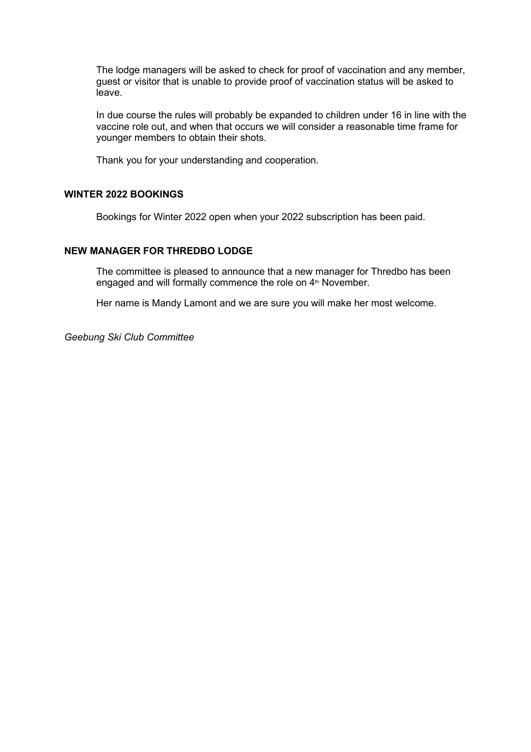The lodge managers will be asked to check for proof of vaccination and any member, guest or visitor that is unable to provide proof of vaccination status will be asked to leave.

In due course the rules will probably be expanded to children under 16 in line with the vaccine role out, and when that occurs we will consider a reasonable time frame for younger members to obtain their shots.

Thank you for your understanding and cooperation.

## WINTER 2022 BOOKINGS

Bookings for Winter 2022 open when your 2022 subscription has been paid.

## NEW MANAGER FOR THREDBO LODGE

The committee is pleased to announce that a new manager for Thredbo has been engaged and will formally commence the role on 4th November.

Her name is Mandy Lamont and we are sure you will make her most welcome.

*Geebung Ski Club Committee*